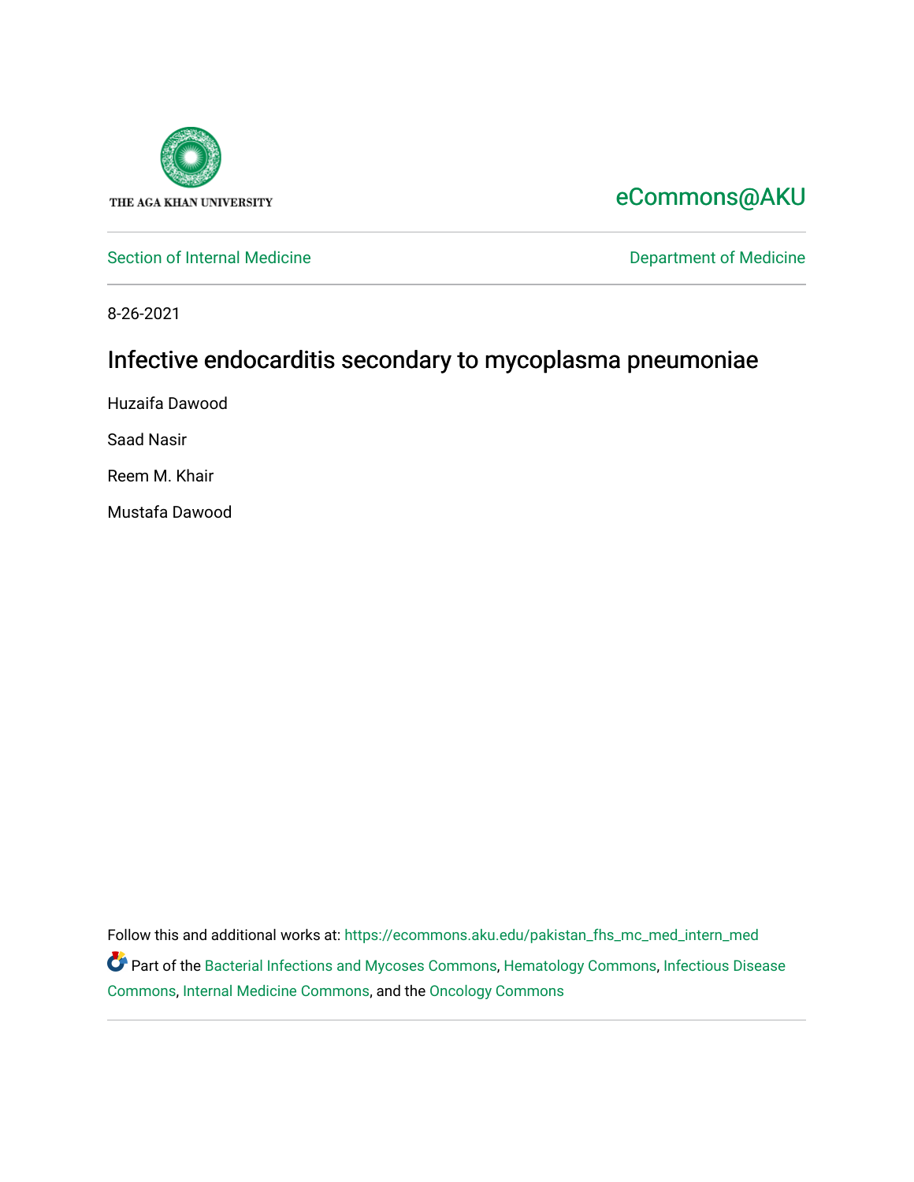THE AGA KHAN UNIVERSITY

eCommons@AKU

Section of Internal Medicine

Department of Medicine

8-26-2021

# Infective endocarditis secondary to mycoplasma pneumoniae

Huzaifa Dawood

Saad Nasir

Reem M. Khair

Mustafa Dawood

Follow this and additional works at: https://ecommons.aku.edu/pakistan_fhs_mc_med_intern_med

Part of the Bacterial Infections and Mycoses Commons, Hematology Commons, Infectious Disease Commons, Internal Medicine Commons, and the Oncology Commons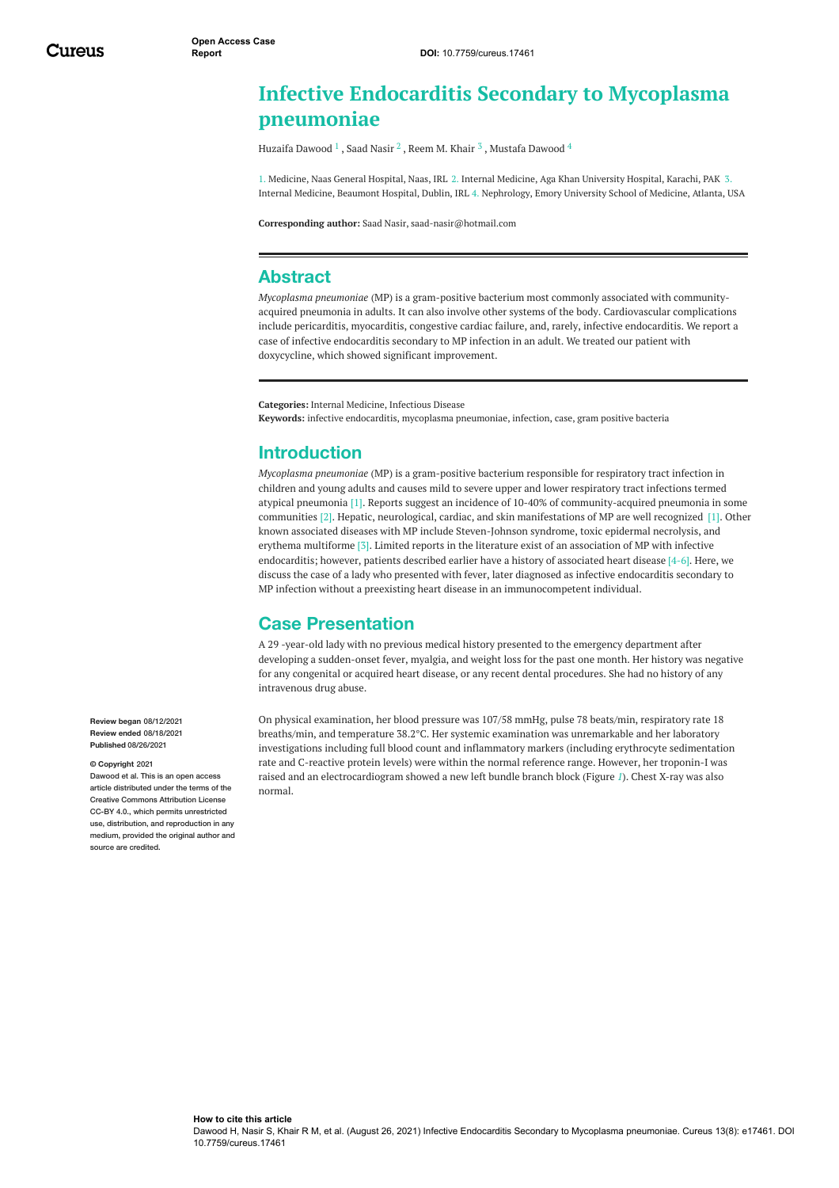# Infective Endocarditis Secondary to Mycoplasma pneumoniae

Huzaifa Dawood [1] , Saad Nasir [2] , Reem M. Khair [3] , Mustafa Dawood [4]

1. Medicine, Naas General Hospital, Naas, IRL 2. Internal Medicine, Aga Khan University Hospital, Karachi, PAK 3. Internal Medicine, Beaumont Hospital, Dublin, IRL 4. Nephrology, Emory University School of Medicine, Atlanta, USA

**Corresponding author:** Saad Nasir, saad-nasir@hotmail.com

## Abstract

*Mycoplasma pneumoniae* (MP) is a gram-positive bacterium most commonly associated with community-acquired pneumonia in adults. It can also involve other systems of the body. Cardiovascular complications include pericarditis, myocarditis, congestive cardiac failure, and, rarely, infective endocarditis. We report a case of infective endocarditis secondary to MP infection in an adult. We treated our patient with doxycycline, which showed significant improvement.

**Categories:** Internal Medicine, Infectious Disease
**Keywords:** infective endocarditis, mycoplasma pneumoniae, infection, case, gram positive bacteria

## Introduction

*Mycoplasma pneumoniae* (MP) is a gram-positive bacterium responsible for respiratory tract infection in children and young adults and causes mild to severe upper and lower respiratory tract infections termed atypical pneumonia [1]. Reports suggest an incidence of 10-40% of community-acquired pneumonia in some communities [2]. Hepatic, neurological, cardiac, and skin manifestations of MP are well recognized [1]. Other known associated diseases with MP include Steven-Johnson syndrome, toxic epidermal necrolysis, and erythema multiforme [3]. Limited reports in the literature exist of an association of MP with infective endocarditis; however, patients described earlier have a history of associated heart disease [4-6]. Here, we discuss the case of a lady who presented with fever, later diagnosed as infective endocarditis secondary to MP infection without a preexisting heart disease in an immunocompetent individual.

## Case Presentation

A 29 -year-old lady with no previous medical history presented to the emergency department after developing a sudden-onset fever, myalgia, and weight loss for the past one month. Her history was negative for any congenital or acquired heart disease, or any recent dental procedures. She had no history of any intravenous drug abuse.

On physical examination, her blood pressure was 107/58 mmHg, pulse 78 beats/min, respiratory rate 18 breaths/min, and temperature 38.2°C. Her systemic examination was unremarkable and her laboratory investigations including full blood count and inflammatory markers (including erythrocyte sedimentation rate and C-reactive protein levels) were within the normal reference range. However, her troponin-I was raised and an electrocardiogram showed a new left bundle branch block (Figure 1). Chest X-ray was also normal.

Review began 08/12/2021
Review ended 08/18/2021
Published 08/26/2021

© Copyright 2021
Dawood et al. This is an open access article distributed under the terms of the Creative Commons Attribution License CC-BY 4.0., which permits unrestricted use, distribution, and reproduction in any medium, provided the original author and source are credited.

**How to cite this article**
Dawood H, Nasir S, Khair R M, et al. (August 26, 2021) Infective Endocarditis Secondary to Mycoplasma pneumoniae. Cureus 13(8): e17461. DOI 10.7759/cureus.17461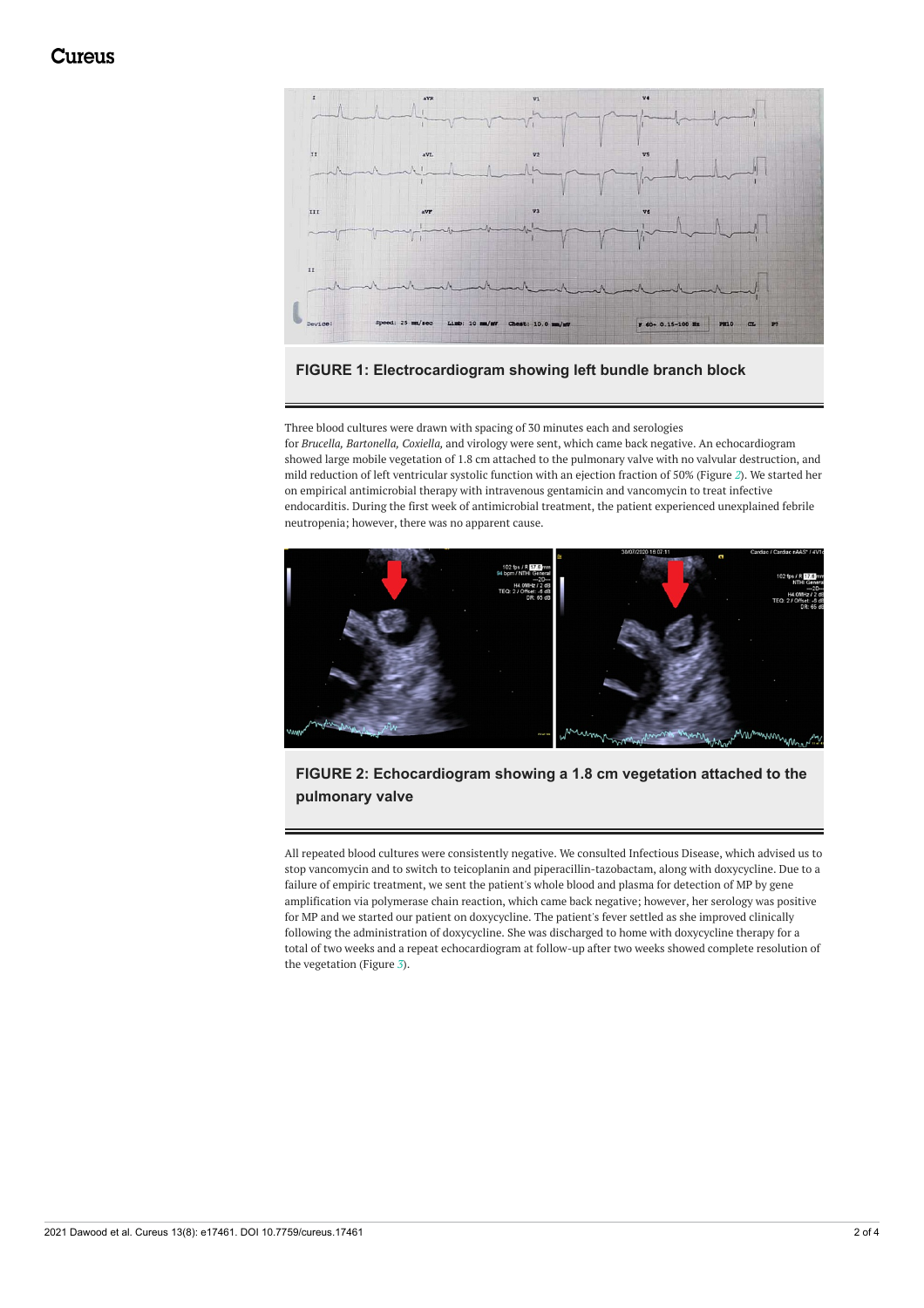FIGURE 1: Electrocardiogram showing left bundle branch block

Three blood cultures were drawn with spacing of 30 minutes each and serologies for *Brucella, Bartonella, Coxiella,* and virology were sent, which came back negative. An echocardiogram showed large mobile vegetation of 1.8 cm attached to the pulmonary valve with no valvular destruction, and mild reduction of left ventricular systolic function with an ejection fraction of 50% (Figure 2). We started her on empirical antimicrobial therapy with intravenous gentamicin and vancomycin to treat infective endocarditis. During the first week of antimicrobial treatment, the patient experienced unexplained febrile neutropenia; however, there was no apparent cause.

FIGURE 2: Echocardiogram showing a 1.8 cm vegetation attached to the pulmonary valve

All repeated blood cultures were consistently negative. We consulted Infectious Disease, which advised us to stop vancomycin and to switch to teicoplanin and piperacillin-tazobactam, along with doxycycline. Due to a failure of empiric treatment, we sent the patient's whole blood and plasma for detection of MP by gene amplification via polymerase chain reaction, which came back negative; however, her serology was positive for MP and we started our patient on doxycycline. The patient's fever settled as she improved clinically following the administration of doxycycline. She was discharged to home with doxycycline therapy for a total of two weeks and a repeat echocardiogram at follow-up after two weeks showed complete resolution of the vegetation (Figure 3).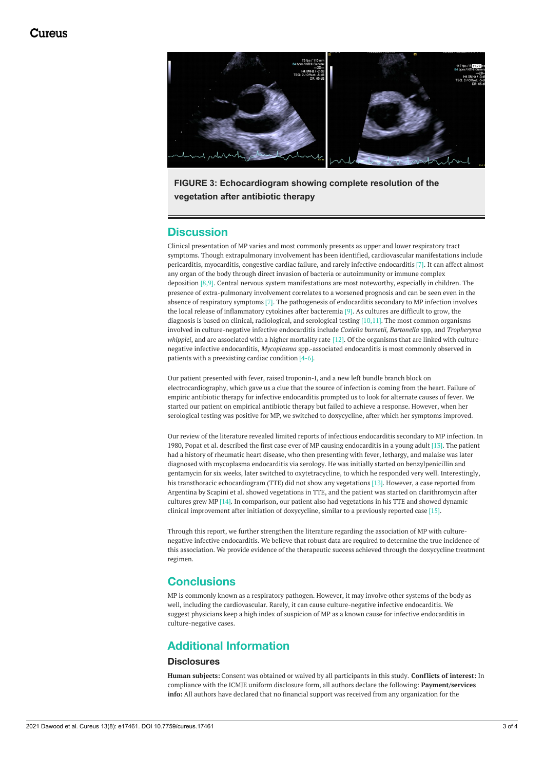**FIGURE 3: Echocardiogram showing complete resolution of the vegetation after antibiotic therapy**

## Discussion

Clinical presentation of MP varies and most commonly presents as upper and lower respiratory tract symptoms. Though extrapulmonary involvement has been identified, cardiovascular manifestations include pericarditis, myocarditis, congestive cardiac failure, and rarely infective endocarditis [7]. It can affect almost any organ of the body through direct invasion of bacteria or autoimmunity or immune complex deposition [8,9]. Central nervous system manifestations are most noteworthy, especially in children. The presence of extra-pulmonary involvement correlates to a worsened prognosis and can be seen even in the absence of respiratory symptoms [7]. The pathogenesis of endocarditis secondary to MP infection involves the local release of inflammatory cytokines after bacteremia [9]. As cultures are difficult to grow, the diagnosis is based on clinical, radiological, and serological testing [10,11]. The most common organisms involved in culture-negative infective endocarditis include *Coxiella burnetii, Bartonella* spp, and *Tropheryma whipplei*, and are associated with a higher mortality rate [12]. Of the organisms that are linked with culture-negative infective endocarditis, *Mycoplasma* spp.-associated endocarditis is most commonly observed in patients with a preexisting cardiac condition [4-6].

Our patient presented with fever, raised troponin-I, and a new left bundle branch block on electrocardiography, which gave us a clue that the source of infection is coming from the heart. Failure of empiric antibiotic therapy for infective endocarditis prompted us to look for alternate causes of fever. We started our patient on empirical antibiotic therapy but failed to achieve a response. However, when her serological testing was positive for MP, we switched to doxycycline, after which her symptoms improved.

Our review of the literature revealed limited reports of infectious endocarditis secondary to MP infection. In 1980, Popat et al. described the first case ever of MP causing endocarditis in a young adult [13]. The patient had a history of rheumatic heart disease, who then presenting with fever, lethargy, and malaise was later diagnosed with mycoplasma endocarditis via serology. He was initially started on benzylpenicillin and gentamycin for six weeks, later switched to oxytetracycline, to which he responded very well. Interestingly, his transthoracic echocardiogram (TTE) did not show any vegetations [13]. However, a case reported from Argentina by Scapini et al. showed vegetations in TTE, and the patient was started on clarithromycin after cultures grew MP [14]. In comparison, our patient also had vegetations in his TTE and showed dynamic clinical improvement after initiation of doxycycline, similar to a previously reported case [15].

Through this report, we further strengthen the literature regarding the association of MP with culture-negative infective endocarditis. We believe that robust data are required to determine the true incidence of this association. We provide evidence of the therapeutic success achieved through the doxycycline treatment regimen.

## Conclusions

MP is commonly known as a respiratory pathogen. However, it may involve other systems of the body as well, including the cardiovascular. Rarely, it can cause culture-negative infective endocarditis. We suggest physicians keep a high index of suspicion of MP as a known cause for infective endocarditis in culture-negative cases.

## Additional Information

### Disclosures

**Human subjects:** Consent was obtained or waived by all participants in this study. **Conflicts of interest:** In compliance with the ICMJE uniform disclosure form, all authors declare the following: **Payment/services info:** All authors have declared that no financial support was received from any organization for the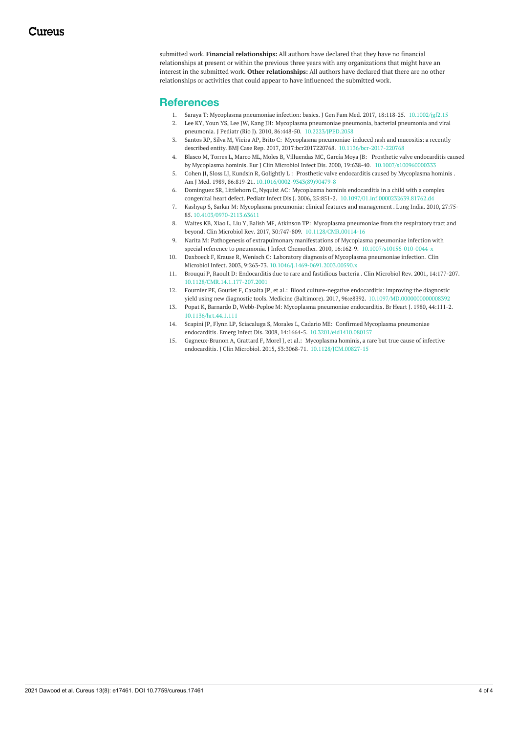submitted work. **Financial relationships:** All authors have declared that they have no financial relationships at present or within the previous three years with any organizations that might have an interest in the submitted work. **Other relationships:** All authors have declared that there are no other relationships or activities that could appear to have influenced the submitted work.

## References

1. Saraya T: Mycoplasma pneumoniae infection: basics. J Gen Fam Med. 2017, 18:118-25. 10.1002/jgf2.15
2. Lee KY, Youn YS, Lee JW, Kang JH: Mycoplasma pneumoniae pneumonia, bacterial pneumonia and viral pneumonia. J Pediatr (Rio J). 2010, 86:448-50. 10.2223/JPED.2058
3. Santos RP, Silva M, Vieira AP, Brito C: Mycoplasma pneumoniae-induced rash and mucositis: a recently described entity. BMJ Case Rep. 2017, 2017:bcr2017220768. 10.1136/bcr-2017-220768
4. Blasco M, Torres L, Marco ML, Moles B, Villuendas MC, García Moya JB: Prosthetic valve endocarditis caused by Mycoplasma hominis. Eur J Clin Microbiol Infect Dis. 2000, 19:638-40. 10.1007/s100960000333
5. Cohen JI, Sloss LJ, Kundsin R, Golightly L : Prosthetic valve endocarditis caused by Mycoplasma hominis . Am J Med. 1989, 86:819-21. 10.1016/0002-9343(89)90479-8
6. Dominguez SR, Littlehorn C, Nyquist AC: Mycoplasma hominis endocarditis in a child with a complex congenital heart defect. Pediatr Infect Dis J. 2006, 25:851-2. 10.1097/01.inf.0000232639.81762.d4
7. Kashyap S, Sarkar M: Mycoplasma pneumonia: clinical features and management . Lung India. 2010, 27:75-85. 10.4103/0970-2113.63611
8. Waites KB, Xiao L, Liu Y, Balish MF, Atkinson TP: Mycoplasma pneumoniae from the respiratory tract and beyond. Clin Microbiol Rev. 2017, 30:747-809. 10.1128/CMR.00114-16
9. Narita M: Pathogenesis of extrapulmonary manifestations of Mycoplasma pneumoniae infection with special reference to pneumonia. J Infect Chemother. 2010, 16:162-9. 10.1007/s10156-010-0044-x
10. Daxboeck F, Krause R, Wenisch C: Laboratory diagnosis of Mycoplasma pneumoniae infection. Clin Microbiol Infect. 2003, 9:263-73. 10.1046/j.1469-0691.2003.00590.x
11. Brouqui P, Raoult D: Endocarditis due to rare and fastidious bacteria . Clin Microbiol Rev. 2001, 14:177-207. 10.1128/CMR.14.1.177-207.2001
12. Fournier PE, Gouriet F, Casalta JP, et al.: Blood culture-negative endocarditis: improving the diagnostic yield using new diagnostic tools. Medicine (Baltimore). 2017, 96:e8392. 10.1097/MD.0000000000008392
13. Popat K, Barnardo D, Webb-Peploe M: Mycoplasma pneumoniae endocarditis. Br Heart J. 1980, 44:111-2. 10.1136/hrt.44.1.111
14. Scapini JP, Flynn LP, Sciacaluga S, Morales L, Cadario ME: Confirmed Mycoplasma pneumoniae endocarditis. Emerg Infect Dis. 2008, 14:1664-5. 10.3201/eid1410.080157
15. Gagneux-Brunon A, Grattard F, Morel J, et al.: Mycoplasma hominis, a rare but true cause of infective endocarditis. J Clin Microbiol. 2015, 53:3068-71. 10.1128/JCM.00827-15